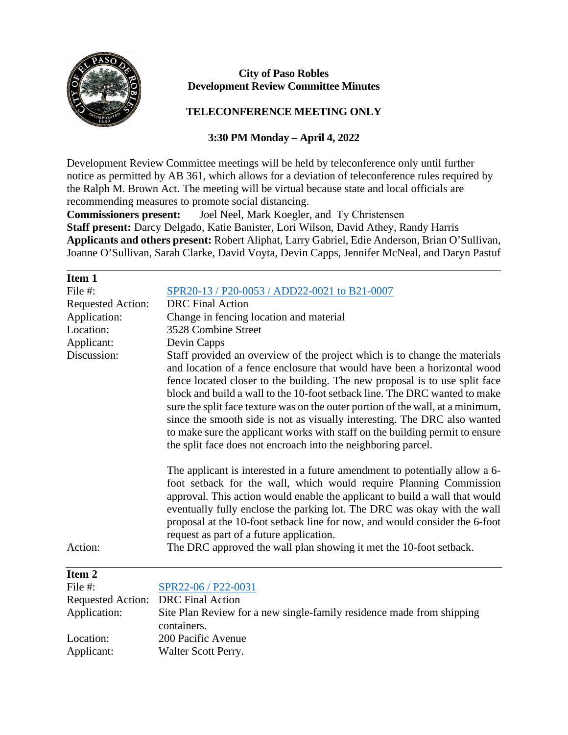**City of Paso Robles**
**Development Review Committee Minutes**

**TELECONFERENCE MEETING ONLY**

**3:30 PM Monday – April 4, 2022**

Development Review Committee meetings will be held by teleconference only until further notice as permitted by AB 361, which allows for a deviation of teleconference rules required by the Ralph M. Brown Act. The meeting will be virtual because state and local officials are recommending measures to promote social distancing.

**Commissioners present:** Joel Neel, Mark Koegler, and Ty Christensen
**Staff present:** Darcy Delgado, Katie Banister, Lori Wilson, David Athey, Randy Harris
**Applicants and others present:** Robert Aliphat, Larry Gabriel, Edie Anderson, Brian O'Sullivan, Joanne O'Sullivan, Sarah Clarke, David Voyta, Devin Capps, Jennifer McNeal, and Daryn Pastuf

---

**Item 1**

File #: SPR20-13 / P20-0053 / ADD22-0021 to B21-0007

Requested Action: DRC Final Action

Application: Change in fencing location and material

Location: 3528 Combine Street

Applicant: Devin Capps

Discussion: Staff provided an overview of the project which is to change the materials and location of a fence enclosure that would have been a horizontal wood fence located closer to the building. The new proposal is to use split face block and build a wall to the 10-foot setback line. The DRC wanted to make sure the split face texture was on the outer portion of the wall, at a minimum, since the smooth side is not as visually interesting. The DRC also wanted to make sure the applicant works with staff on the building permit to ensure the split face does not encroach into the neighboring parcel.

The applicant is interested in a future amendment to potentially allow a 6-foot setback for the wall, which would require Planning Commission approval. This action would enable the applicant to build a wall that would eventually fully enclose the parking lot. The DRC was okay with the wall proposal at the 10-foot setback line for now, and would consider the 6-foot request as part of a future application.

Action: The DRC approved the wall plan showing it met the 10-foot setback.

---

**Item 2**

File #: SPR22-06 / P22-0031

Requested Action: DRC Final Action

Application: Site Plan Review for a new single-family residence made from shipping containers.

Location: 200 Pacific Avenue

Applicant: Walter Scott Perry.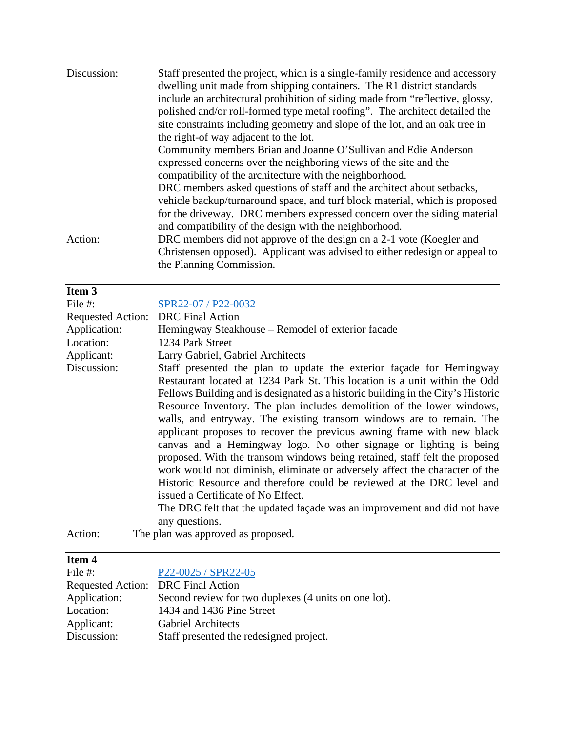Discussion: Staff presented the project, which is a single-family residence and accessory dwelling unit made from shipping containers. The R1 district standards include an architectural prohibition of siding made from "reflective, glossy, polished and/or roll-formed type metal roofing". The architect detailed the site constraints including geometry and slope of the lot, and an oak tree in the right-of way adjacent to the lot.

Community members Brian and Joanne O'Sullivan and Edie Anderson expressed concerns over the neighboring views of the site and the compatibility of the architecture with the neighborhood.

DRC members asked questions of staff and the architect about setbacks, vehicle backup/turnaround space, and turf block material, which is proposed for the driveway. DRC members expressed concern over the siding material and compatibility of the design with the neighborhood.

Action: DRC members did not approve of the design on a 2-1 vote (Koegler and Christensen opposed). Applicant was advised to either redesign or appeal to the Planning Commission.

---

**Item 3**

File #: [SPR22-07 / P22-0032]

Requested Action: DRC Final Action

Application: Hemingway Steakhouse – Remodel of exterior facade

Location: 1234 Park Street

Applicant: Larry Gabriel, Gabriel Architects

Discussion: Staff presented the plan to update the exterior façade for Hemingway Restaurant located at 1234 Park St. This location is a unit within the Odd Fellows Building and is designated as a historic building in the City's Historic Resource Inventory. The plan includes demolition of the lower windows, walls, and entryway. The existing transom windows are to remain. The applicant proposes to recover the previous awning frame with new black canvas and a Hemingway logo. No other signage or lighting is being proposed. With the transom windows being retained, staff felt the proposed work would not diminish, eliminate or adversely affect the character of the Historic Resource and therefore could be reviewed at the DRC level and issued a Certificate of No Effect.

The DRC felt that the updated façade was an improvement and did not have any questions.

Action: The plan was approved as proposed.

---

**Item 4**

File #: [P22-0025 / SPR22-05]

Requested Action: DRC Final Action

Application: Second review for two duplexes (4 units on one lot).

Location: 1434 and 1436 Pine Street

Applicant: Gabriel Architects

Discussion: Staff presented the redesigned project.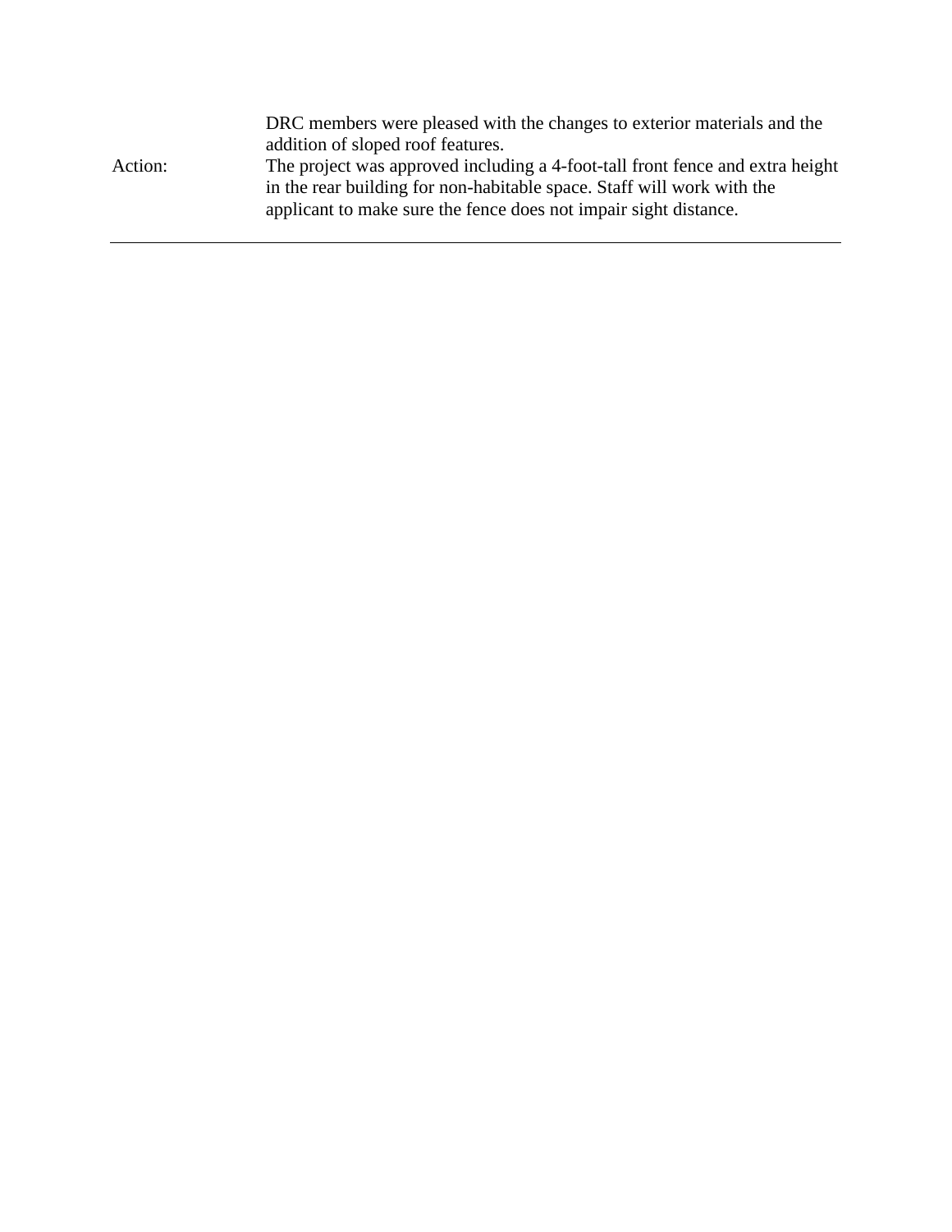| | |
|---|---|
| | DRC members were pleased with the changes to exterior materials and the addition of sloped roof features. |
| Action: | The project was approved including a 4-foot-tall front fence and extra height in the rear building for non-habitable space. Staff will work with the applicant to make sure the fence does not impair sight distance. |

---